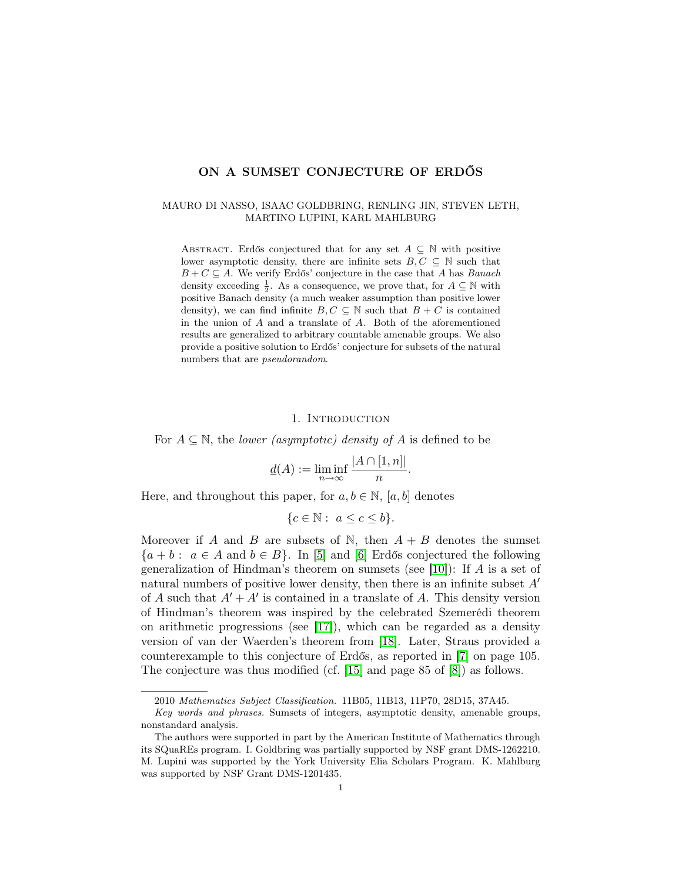# ON A SUMSET CONJECTURE OF ERDŐS

MAURO DI NASSO, ISAAC GOLDBRING, RENLING JIN, STEVEN LETH, MARTINO LUPINI, KARL MAHLBURG

Abstract. Erdős conjectured that for any set $A \subseteq \mathbb{N}$ with positive lower asymptotic density, there are infinite sets $B, C \subseteq \mathbb{N}$ such that $B + C \subseteq A$. We verify Erdős' conjecture in the case that $A$ has *Banach* density exceeding $\frac{1}{2}$. As a consequence, we prove that, for $A \subseteq \mathbb{N}$ with positive Banach density (a much weaker assumption than positive lower density), we can find infinite $B, C \subseteq \mathbb{N}$ such that $B + C$ is contained in the union of $A$ and a translate of $A$. Both of the aforementioned results are generalized to arbitrary countable amenable groups. We also provide a positive solution to Erdős' conjecture for subsets of the natural numbers that are *pseudorandom*.

## 1. Introduction

For $A \subseteq \mathbb{N}$, the *lower (asymptotic) density of $A$* is defined to be

$$\underline{d}(A) := \liminf_{n \to \infty} \frac{|A \cap [1, n]|}{n}.$$

Here, and throughout this paper, for $a, b \in \mathbb{N}$, $[a, b]$ denotes

$$\{c \in \mathbb{N} : \ a \leq c \leq b\}.$$

Moreover if $A$ and $B$ are subsets of $\mathbb{N}$, then $A + B$ denotes the sumset $\{a + b : \ a \in A \text{ and } b \in B\}$. In [5] and [6] Erdős conjectured the following generalization of Hindman's theorem on sumsets (see [10]): If $A$ is a set of natural numbers of positive lower density, then there is an infinite subset $A'$ of $A$ such that $A' + A'$ is contained in a translate of $A$. This density version of Hindman's theorem was inspired by the celebrated Szemerédi theorem on arithmetic progressions (see [17]), which can be regarded as a density version of van der Waerden's theorem from [18]. Later, Straus provided a counterexample to this conjecture of Erdős, as reported in [7] on page 105. The conjecture was thus modified (cf. [15] and page 85 of [8]) as follows.

---

2010 *Mathematics Subject Classification.* 11B05, 11B13, 11P70, 28D15, 37A45.

*Key words and phrases.* Sumsets of integers, asymptotic density, amenable groups, nonstandard analysis.

The authors were supported in part by the American Institute of Mathematics through its SQuaREs program. I. Goldbring was partially supported by NSF grant DMS-1262210. M. Lupini was supported by the York University Elia Scholars Program. K. Mahlburg was supported by NSF Grant DMS-1201435.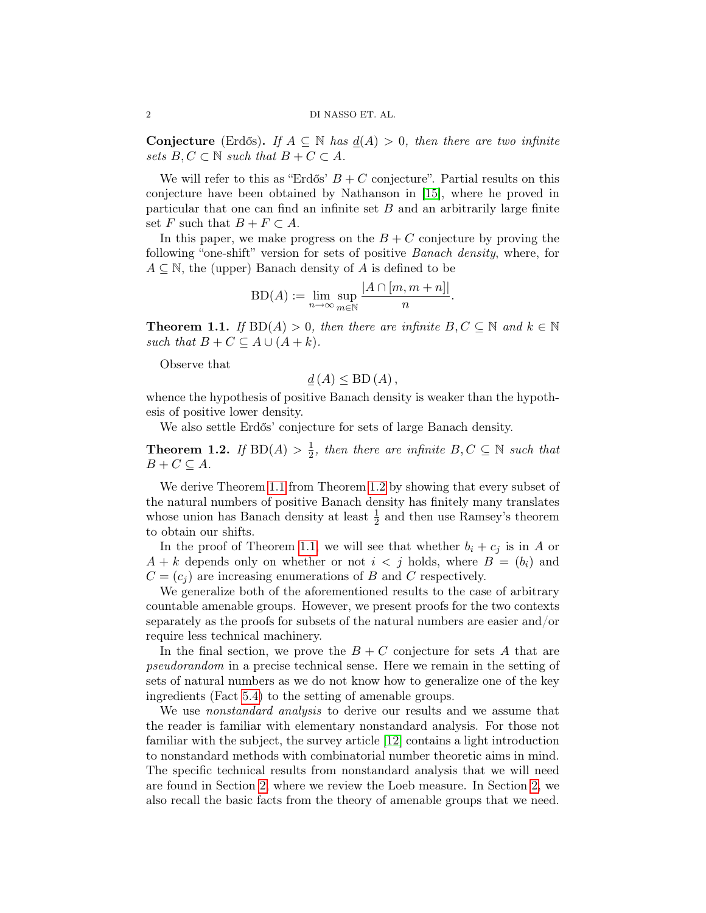**Conjecture** (Erdős). *If $A \subseteq \mathbb{N}$ has $\underline{d}(A) > 0$, then there are two infinite sets $B, C \subset \mathbb{N}$ such that $B + C \subset A$.*

We will refer to this as "Erdős' $B + C$ conjecture". Partial results on this conjecture have been obtained by Nathanson in [15], where he proved in particular that one can find an infinite set $B$ and an arbitrarily large finite set $F$ such that $B + F \subset A$.

In this paper, we make progress on the $B + C$ conjecture by proving the following "one-shift" version for sets of positive *Banach density*, where, for $A \subseteq \mathbb{N}$, the (upper) Banach density of $A$ is defined to be

$$\mathrm{BD}(A) := \lim_{n\to\infty} \sup_{m\in\mathbb{N}} \frac{|A \cap [m, m+n]|}{n}.$$

**Theorem 1.1.** *If $\mathrm{BD}(A) > 0$, then there are infinite $B, C \subseteq \mathbb{N}$ and $k \in \mathbb{N}$ such that $B + C \subseteq A \cup (A + k)$.*

Observe that

$$\underline{d}(A) \leq \mathrm{BD}(A),$$

whence the hypothesis of positive Banach density is weaker than the hypothesis of positive lower density.

We also settle Erdős' conjecture for sets of large Banach density.

**Theorem 1.2.** *If $\mathrm{BD}(A) > \frac{1}{2}$, then there are infinite $B, C \subseteq \mathbb{N}$ such that $B + C \subseteq A$.*

We derive Theorem 1.1 from Theorem 1.2 by showing that every subset of the natural numbers of positive Banach density has finitely many translates whose union has Banach density at least $\frac{1}{2}$ and then use Ramsey's theorem to obtain our shifts.

In the proof of Theorem 1.1, we will see that whether $b_i + c_j$ is in $A$ or $A + k$ depends only on whether or not $i < j$ holds, where $B = (b_i)$ and $C = (c_j)$ are increasing enumerations of $B$ and $C$ respectively.

We generalize both of the aforementioned results to the case of arbitrary countable amenable groups. However, we present proofs for the two contexts separately as the proofs for subsets of the natural numbers are easier and/or require less technical machinery.

In the final section, we prove the $B + C$ conjecture for sets $A$ that are *pseudorandom* in a precise technical sense. Here we remain in the setting of sets of natural numbers as we do not know how to generalize one of the key ingredients (Fact 5.4) to the setting of amenable groups.

We use *nonstandard analysis* to derive our results and we assume that the reader is familiar with elementary nonstandard analysis. For those not familiar with the subject, the survey article [12] contains a light introduction to nonstandard methods with combinatorial number theoretic aims in mind. The specific technical results from nonstandard analysis that we will need are found in Section 2, where we review the Loeb measure. In Section 2, we also recall the basic facts from the theory of amenable groups that we need.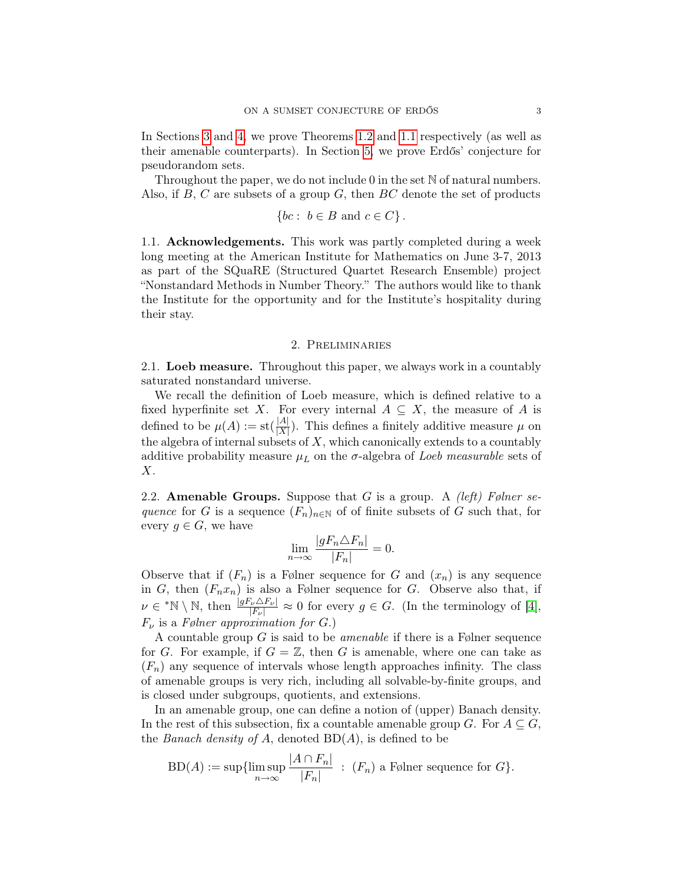In Sections 3 and 4, we prove Theorems 1.2 and 1.1 respectively (as well as their amenable counterparts). In Section 5, we prove Erdős' conjecture for pseudorandom sets.

Throughout the paper, we do not include 0 in the set $\mathbb{N}$ of natural numbers. Also, if $B$, $C$ are subsets of a group $G$, then $BC$ denote the set of products

$$\{bc : \ b \in B \text{ and } c \in C\}.$$

### 1.1. Acknowledgements.

This work was partly completed during a week long meeting at the American Institute for Mathematics on June 3-7, 2013 as part of the SQuaRE (Structured Quartet Research Ensemble) project "Nonstandard Methods in Number Theory." The authors would like to thank the Institute for the opportunity and for the Institute's hospitality during their stay.

## 2. Preliminaries

### 2.1. Loeb measure.

Throughout this paper, we always work in a countably saturated nonstandard universe.

We recall the definition of Loeb measure, which is defined relative to a fixed hyperfinite set $X$. For every internal $A \subseteq X$, the measure of $A$ is defined to be $\mu(A) := \operatorname{st}(\frac{|A|}{|X|})$. This defines a finitely additive measure $\mu$ on the algebra of internal subsets of $X$, which canonically extends to a countably additive probability measure $\mu_L$ on the $\sigma$-algebra of *Loeb measurable* sets of $X$.

### 2.2. Amenable Groups.

Suppose that $G$ is a group. A *(left) Følner sequence* for $G$ is a sequence $(F_n)_{n\in\mathbb{N}}$ of of finite subsets of $G$ such that, for every $g \in G$, we have

$$\lim_{n\to\infty} \frac{|gF_n \triangle F_n|}{|F_n|} = 0.$$

Observe that if $(F_n)$ is a Følner sequence for $G$ and $(x_n)$ is any sequence in $G$, then $(F_n x_n)$ is also a Følner sequence for $G$. Observe also that, if $\nu \in {}^*\mathbb{N} \setminus \mathbb{N}$, then $\frac{|gF_\nu \triangle F_\nu|}{|F_\nu|} \approx 0$ for every $g \in G$. (In the terminology of [4], $F_\nu$ is a *Følner approximation for $G$*.)

A countable group $G$ is said to be *amenable* if there is a Følner sequence for $G$. For example, if $G = \mathbb{Z}$, then $G$ is amenable, where one can take as $(F_n)$ any sequence of intervals whose length approaches infinity. The class of amenable groups is very rich, including all solvable-by-finite groups, and is closed under subgroups, quotients, and extensions.

In an amenable group, one can define a notion of (upper) Banach density. In the rest of this subsection, fix a countable amenable group $G$. For $A \subseteq G$, the *Banach density of $A$*, denoted $\operatorname{BD}(A)$, is defined to be

$$\operatorname{BD}(A) := \sup\{\limsup_{n\to\infty} \frac{|A \cap F_n|}{|F_n|} \ : \ (F_n) \text{ a Følner sequence for } G\}.$$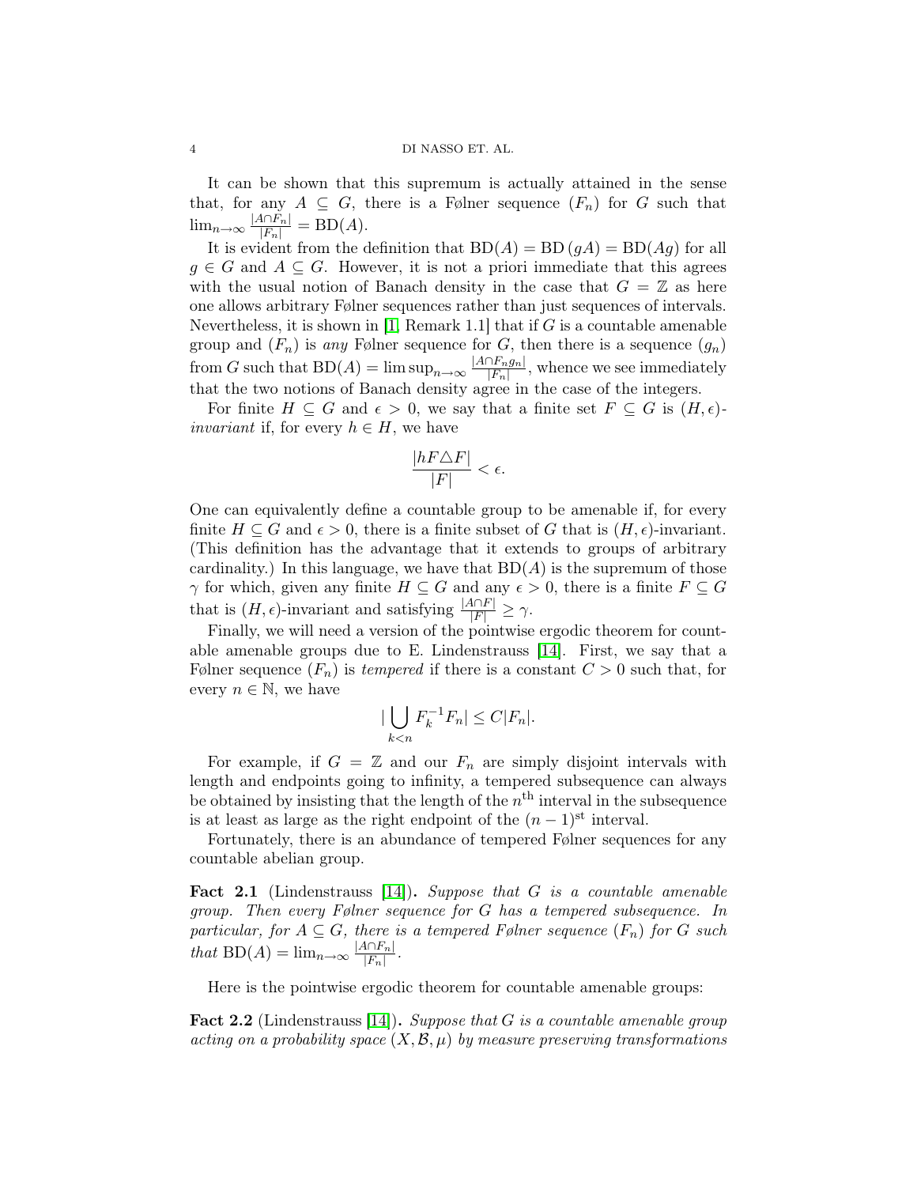It can be shown that this supremum is actually attained in the sense that, for any $A \subseteq G$, there is a Følner sequence $(F_n)$ for $G$ such that $\lim_{n\to\infty} \frac{|A\cap F_n|}{|F_n|} = \mathrm{BD}(A)$.

It is evident from the definition that $\mathrm{BD}(A) = \mathrm{BD}(gA) = \mathrm{BD}(Ag)$ for all $g \in G$ and $A \subseteq G$. However, it is not a priori immediate that this agrees with the usual notion of Banach density in the case that $G = \mathbb{Z}$ as here one allows arbitrary Følner sequences rather than just sequences of intervals. Nevertheless, it is shown in [1, Remark 1.1] that if $G$ is a countable amenable group and $(F_n)$ is *any* Følner sequence for $G$, then there is a sequence $(g_n)$ from $G$ such that $\mathrm{BD}(A) = \limsup_{n\to\infty} \frac{|A\cap F_n g_n|}{|F_n|}$, whence we see immediately that the two notions of Banach density agree in the case of the integers.

For finite $H \subseteq G$ and $\epsilon > 0$, we say that a finite set $F \subseteq G$ is $(H,\epsilon)$-*invariant* if, for every $h \in H$, we have

$$\frac{|hF \triangle F|}{|F|} < \epsilon.$$

One can equivalently define a countable group to be amenable if, for every finite $H \subseteq G$ and $\epsilon > 0$, there is a finite subset of $G$ that is $(H,\epsilon)$-invariant. (This definition has the advantage that it extends to groups of arbitrary cardinality.) In this language, we have that $\mathrm{BD}(A)$ is the supremum of those $\gamma$ for which, given any finite $H \subseteq G$ and any $\epsilon > 0$, there is a finite $F \subseteq G$ that is $(H,\epsilon)$-invariant and satisfying $\frac{|A\cap F|}{|F|} \geq \gamma$.

Finally, we will need a version of the pointwise ergodic theorem for countable amenable groups due to E. Lindenstrauss [14]. First, we say that a Følner sequence $(F_n)$ is *tempered* if there is a constant $C > 0$ such that, for every $n \in \mathbb{N}$, we have

$$|\bigcup_{k<n} F_k^{-1} F_n| \leq C|F_n|.$$

For example, if $G = \mathbb{Z}$ and our $F_n$ are simply disjoint intervals with length and endpoints going to infinity, a tempered subsequence can always be obtained by insisting that the length of the $n^{\text{th}}$ interval in the subsequence is at least as large as the right endpoint of the $(n-1)^{\text{st}}$ interval.

Fortunately, there is an abundance of tempered Følner sequences for any countable abelian group.

**Fact 2.1** (Lindenstrauss [14]). *Suppose that $G$ is a countable amenable group. Then every Følner sequence for $G$ has a tempered subsequence. In particular, for $A \subseteq G$, there is a tempered Følner sequence $(F_n)$ for $G$ such that $\mathrm{BD}(A) = \lim_{n\to\infty} \frac{|A\cap F_n|}{|F_n|}$.*

Here is the pointwise ergodic theorem for countable amenable groups:

**Fact 2.2** (Lindenstrauss [14]). *Suppose that $G$ is a countable amenable group acting on a probability space $(X, \mathcal{B}, \mu)$ by measure preserving transformations*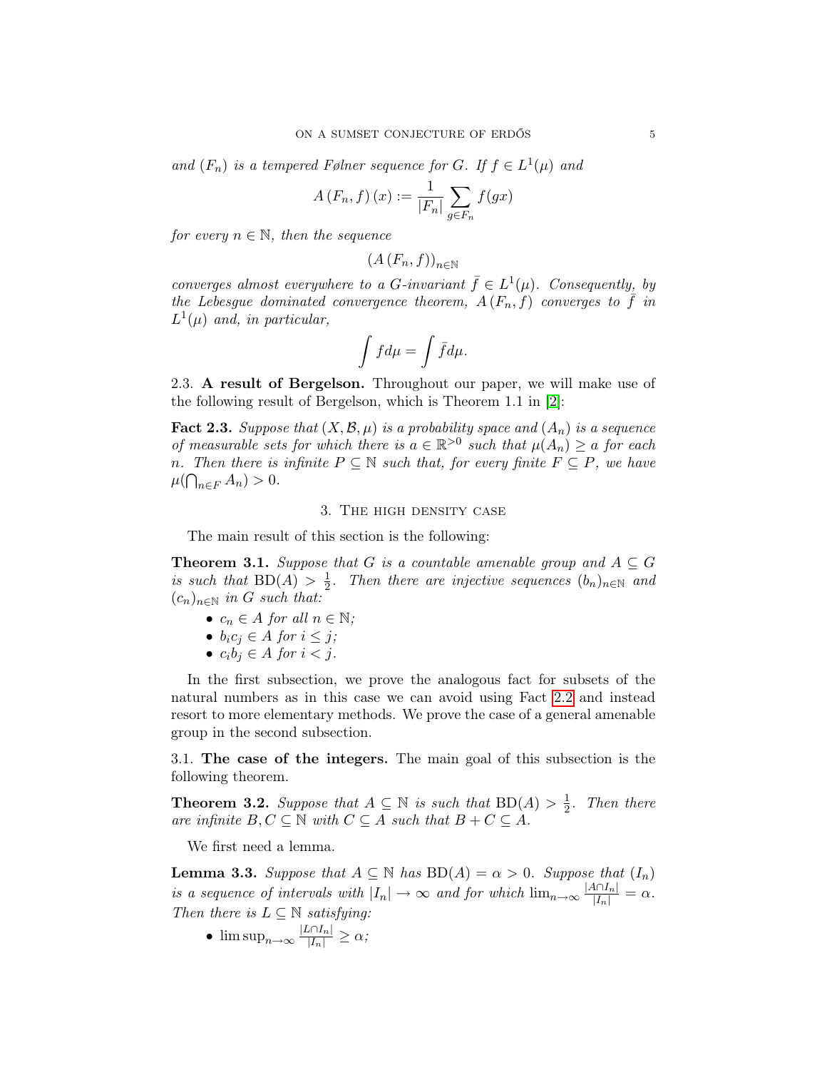*and $(F_n)$ is a tempered Følner sequence for $G$. If $f \in L^1(\mu)$ and*

$$A(F_n, f)(x) := \frac{1}{|F_n|} \sum_{g \in F_n} f(gx)$$

*for every $n \in \mathbb{N}$, then the sequence*

$$(A(F_n, f))_{n \in \mathbb{N}}$$

*converges almost everywhere to a $G$-invariant $\bar{f} \in L^1(\mu)$. Consequently, by the Lebesgue dominated convergence theorem, $A(F_n, f)$ converges to $\bar{f}$ in $L^1(\mu)$ and, in particular,*

$$\int f d\mu = \int \bar{f} d\mu.$$

2.3. **A result of Bergelson.** Throughout our paper, we will make use of the following result of Bergelson, which is Theorem 1.1 in [2]:

**Fact 2.3.** *Suppose that $(X, \mathcal{B}, \mu)$ is a probability space and $(A_n)$ is a sequence of measurable sets for which there is $a \in \mathbb{R}^{>0}$ such that $\mu(A_n) \geq a$ for each $n$. Then there is infinite $P \subseteq \mathbb{N}$ such that, for every finite $F \subseteq P$, we have $\mu(\bigcap_{n \in F} A_n) > 0$.*

## 3. The high density case

The main result of this section is the following:

**Theorem 3.1.** *Suppose that $G$ is a countable amenable group and $A \subseteq G$ is such that $\mathrm{BD}(A) > \frac{1}{2}$. Then there are injective sequences $(b_n)_{n \in \mathbb{N}}$ and $(c_n)_{n \in \mathbb{N}}$ in $G$ such that:*

- *$c_n \in A$ for all $n \in \mathbb{N}$;*
- *$b_i c_j \in A$ for $i \leq j$;*
- *$c_i b_j \in A$ for $i < j$.*

In the first subsection, we prove the analogous fact for subsets of the natural numbers as in this case we can avoid using Fact 2.2 and instead resort to more elementary methods. We prove the case of a general amenable group in the second subsection.

3.1. **The case of the integers.** The main goal of this subsection is the following theorem.

**Theorem 3.2.** *Suppose that $A \subseteq \mathbb{N}$ is such that $\mathrm{BD}(A) > \frac{1}{2}$. Then there are infinite $B, C \subseteq \mathbb{N}$ with $C \subseteq A$ such that $B + C \subseteq A$.*

We first need a lemma.

**Lemma 3.3.** *Suppose that $A \subseteq \mathbb{N}$ has $\mathrm{BD}(A) = \alpha > 0$. Suppose that $(I_n)$ is a sequence of intervals with $|I_n| \to \infty$ and for which $\lim_{n \to \infty} \frac{|A \cap I_n|}{|I_n|} = \alpha$. Then there is $L \subseteq \mathbb{N}$ satisfying:*

- *$\limsup_{n \to \infty} \frac{|L \cap I_n|}{|I_n|} \geq \alpha$;*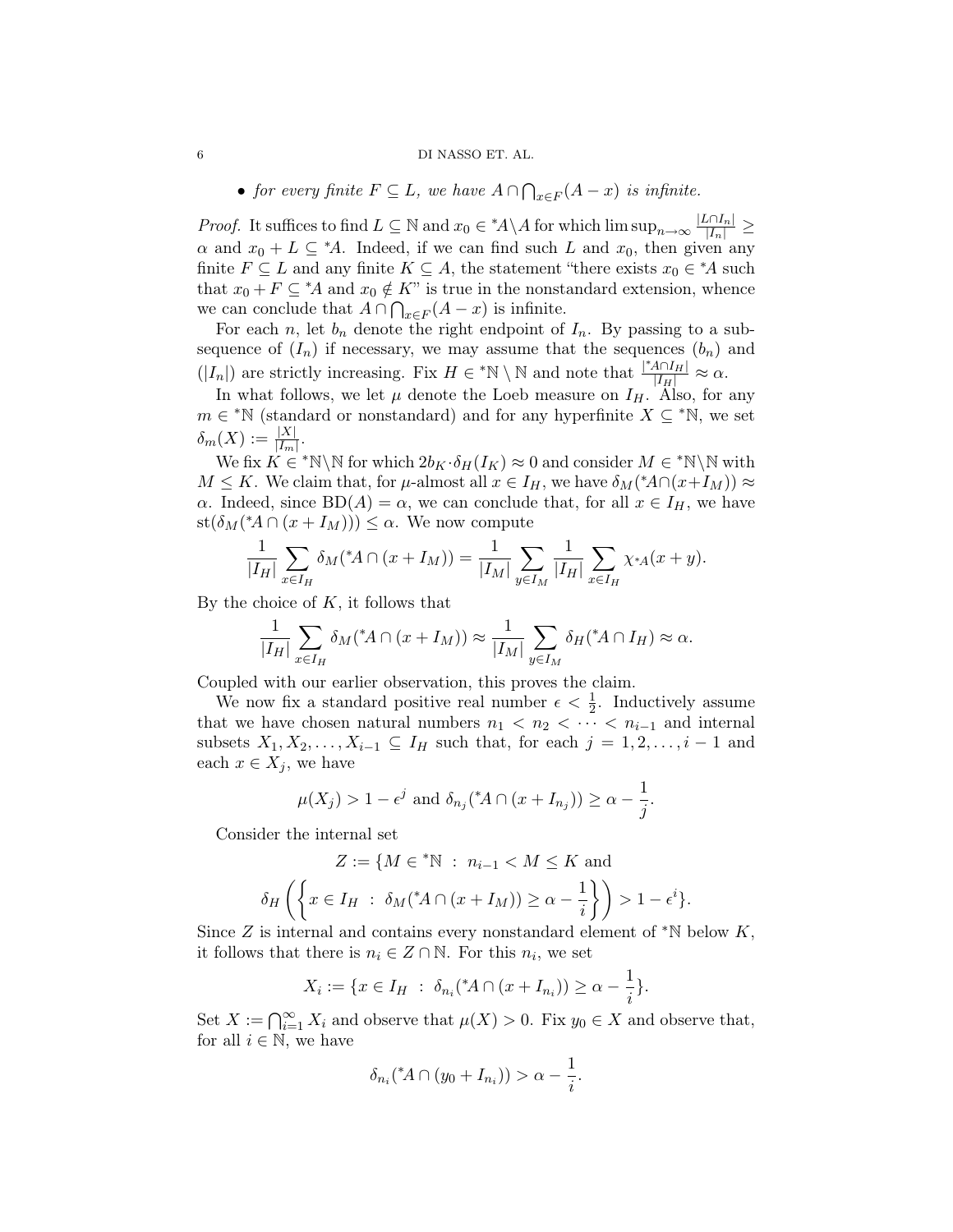- *for every finite $F \subseteq L$, we have $A \cap \bigcap_{x \in F}(A - x)$ is infinite.*

*Proof.* It suffices to find $L \subseteq \mathbb{N}$ and $x_0 \in {}^*A \backslash A$ for which $\limsup_{n\to\infty} \frac{|L \cap I_n|}{|I_n|} \geq \alpha$ and $x_0 + L \subseteq {}^*A$. Indeed, if we can find such $L$ and $x_0$, then given any finite $F \subseteq L$ and any finite $K \subseteq A$, the statement "there exists $x_0 \in {}^*A$ such that $x_0 + F \subseteq {}^*A$ and $x_0 \notin K$" is true in the nonstandard extension, whence we can conclude that $A \cap \bigcap_{x \in F}(A - x)$ is infinite.

For each $n$, let $b_n$ denote the right endpoint of $I_n$. By passing to a subsequence of $(I_n)$ if necessary, we may assume that the sequences $(b_n)$ and $(|I_n|)$ are strictly increasing. Fix $H \in {}^*\mathbb{N} \setminus \mathbb{N}$ and note that $\frac{|{}^*A \cap I_H|}{|I_H|} \approx \alpha$.

In what follows, we let $\mu$ denote the Loeb measure on $I_H$. Also, for any $m \in {}^*\mathbb{N}$ (standard or nonstandard) and for any hyperfinite $X \subseteq {}^*\mathbb{N}$, we set $\delta_m(X) := \frac{|X|}{|I_m|}$.

We fix $K \in {}^*\mathbb{N} \backslash \mathbb{N}$ for which $2b_K \cdot \delta_H(I_K) \approx 0$ and consider $M \in {}^*\mathbb{N} \backslash \mathbb{N}$ with $M \leq K$. We claim that, for $\mu$-almost all $x \in I_H$, we have $\delta_M({}^*A \cap (x + I_M)) \approx \alpha$. Indeed, since $\mathrm{BD}(A) = \alpha$, we can conclude that, for all $x \in I_H$, we have $\mathrm{st}(\delta_M({}^*A \cap (x + I_M))) \leq \alpha$. We now compute

$$\frac{1}{|I_H|} \sum_{x \in I_H} \delta_M({}^*A \cap (x + I_M)) = \frac{1}{|I_M|} \sum_{y \in I_M} \frac{1}{|I_H|} \sum_{x \in I_H} \chi_{{}^*A}(x + y).$$

By the choice of $K$, it follows that

$$\frac{1}{|I_H|} \sum_{x \in I_H} \delta_M({}^*A \cap (x + I_M)) \approx \frac{1}{|I_M|} \sum_{y \in I_M} \delta_H({}^*A \cap I_H) \approx \alpha.$$

Coupled with our earlier observation, this proves the claim.

We now fix a standard positive real number $\epsilon < \frac{1}{2}$. Inductively assume that we have chosen natural numbers $n_1 < n_2 < \cdots < n_{i-1}$ and internal subsets $X_1, X_2, \ldots, X_{i-1} \subseteq I_H$ such that, for each $j = 1, 2, \ldots, i-1$ and each $x \in X_j$, we have

$$\mu(X_j) > 1 - \epsilon^j \text{ and } \delta_{n_j}({}^*A \cap (x + I_{n_j})) \geq \alpha - \frac{1}{j}.$$

Consider the internal set

$$Z := \{M \in {}^*\mathbb{N} \ : \ n_{i-1} < M \leq K \text{ and}$$
$$\delta_H\left(\left\{x \in I_H \ : \ \delta_M({}^*A \cap (x + I_M)) \geq \alpha - \frac{1}{i}\right\}\right) > 1 - \epsilon^i\}.$$

Since $Z$ is internal and contains every nonstandard element of ${}^*\mathbb{N}$ below $K$, it follows that there is $n_i \in Z \cap \mathbb{N}$. For this $n_i$, we set

$$X_i := \{x \in I_H \ : \ \delta_{n_i}({}^*A \cap (x + I_{n_i})) \geq \alpha - \frac{1}{i}\}.$$

Set $X := \bigcap_{i=1}^{\infty} X_i$ and observe that $\mu(X) > 0$. Fix $y_0 \in X$ and observe that, for all $i \in \mathbb{N}$, we have

$$\delta_{n_i}({}^*A \cap (y_0 + I_{n_i})) > \alpha - \frac{1}{i}.$$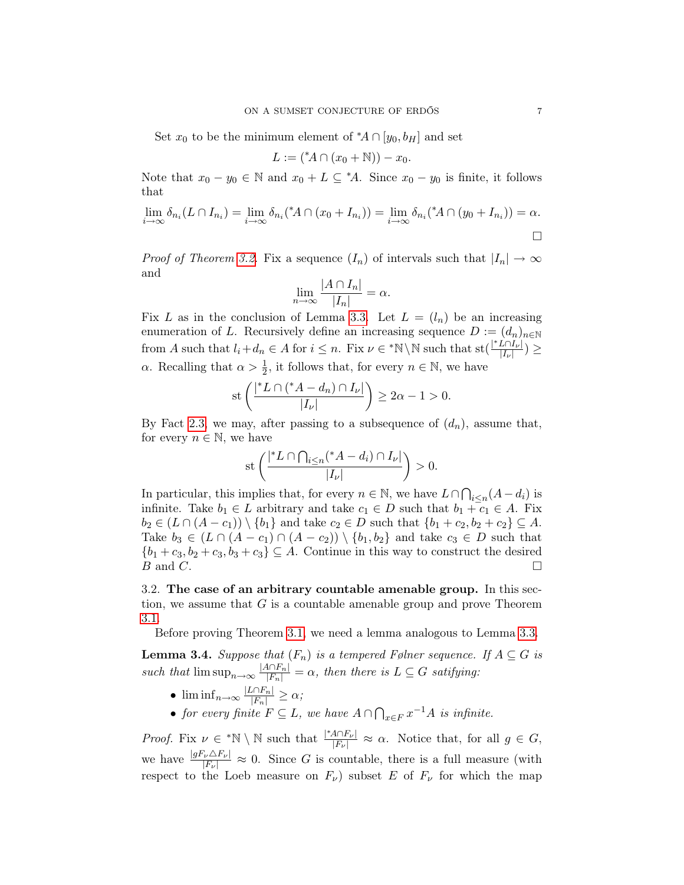Set $x_0$ to be the minimum element of ${}^*A \cap [y_0, b_H]$ and set

$$L := ({}^*A \cap (x_0 + \mathbb{N})) - x_0.$$

Note that $x_0 - y_0 \in \mathbb{N}$ and $x_0 + L \subseteq {}^*A$. Since $x_0 - y_0$ is finite, it follows that

$$\lim_{i\to\infty} \delta_{n_i}(L \cap I_{n_i}) = \lim_{i\to\infty} \delta_{n_i}({}^*A \cap (x_0 + I_{n_i})) = \lim_{i\to\infty} \delta_{n_i}({}^*A \cap (y_0 + I_{n_i})) = \alpha.$$

$\square$

*Proof of Theorem 3.2.* Fix a sequence $(I_n)$ of intervals such that $|I_n| \to \infty$ and

$$\lim_{n\to\infty} \frac{|A \cap I_n|}{|I_n|} = \alpha.$$

Fix $L$ as in the conclusion of Lemma 3.3. Let $L = (l_n)$ be an increasing enumeration of $L$. Recursively define an increasing sequence $D := (d_n)_{n\in\mathbb{N}}$ from $A$ such that $l_i + d_n \in A$ for $i \leq n$. Fix $\nu \in {}^*\mathbb{N}\setminus\mathbb{N}$ such that $\operatorname{st}(\frac{|{}^*L\cap I_\nu|}{|I_\nu|}) \geq \alpha$. Recalling that $\alpha > \frac{1}{2}$, it follows that, for every $n \in \mathbb{N}$, we have

$$\operatorname{st}\left(\frac{|{}^*L \cap ({}^*A - d_n) \cap I_\nu|}{|I_\nu|}\right) \geq 2\alpha - 1 > 0.$$

By Fact 2.3, we may, after passing to a subsequence of $(d_n)$, assume that, for every $n \in \mathbb{N}$, we have

$$\operatorname{st}\left(\frac{|{}^*L \cap \bigcap_{i\leq n}({}^*A - d_i) \cap I_\nu|}{|I_\nu|}\right) > 0.$$

In particular, this implies that, for every $n \in \mathbb{N}$, we have $L \cap \bigcap_{i\leq n}(A - d_i)$ is infinite. Take $b_1 \in L$ arbitrary and take $c_1 \in D$ such that $b_1 + c_1 \in A$. Fix $b_2 \in (L \cap (A - c_1)) \setminus \{b_1\}$ and take $c_2 \in D$ such that $\{b_1 + c_2, b_2 + c_2\} \subseteq A$. Take $b_3 \in (L \cap (A - c_1) \cap (A - c_2)) \setminus \{b_1, b_2\}$ and take $c_3 \in D$ such that $\{b_1 + c_3, b_2 + c_3, b_3 + c_3\} \subseteq A$. Continue in this way to construct the desired $B$ and $C$. $\square$

### 3.2. The case of an arbitrary countable amenable group.

In this section, we assume that $G$ is a countable amenable group and prove Theorem 3.1.

Before proving Theorem 3.1, we need a lemma analogous to Lemma 3.3.

**Lemma 3.4.** *Suppose that $(F_n)$ is a tempered Følner sequence. If $A \subseteq G$ is such that $\limsup_{n\to\infty} \frac{|A\cap F_n|}{|F_n|} = \alpha$, then there is $L \subseteq G$ satisfying:*

- $\liminf_{n\to\infty} \frac{|L\cap F_n|}{|F_n|} \geq \alpha$;
- *for every finite $F \subseteq L$, we have $A \cap \bigcap_{x\in F} x^{-1}A$ is infinite.*

*Proof.* Fix $\nu \in {}^*\mathbb{N} \setminus \mathbb{N}$ such that $\frac{|{}^*A\cap F_\nu|}{|F_\nu|} \approx \alpha$. Notice that, for all $g \in G$, we have $\frac{|gF_\nu \triangle F_\nu|}{|F_\nu|} \approx 0$. Since $G$ is countable, there is a full measure (with respect to the Loeb measure on $F_\nu$) subset $E$ of $F_\nu$ for which the map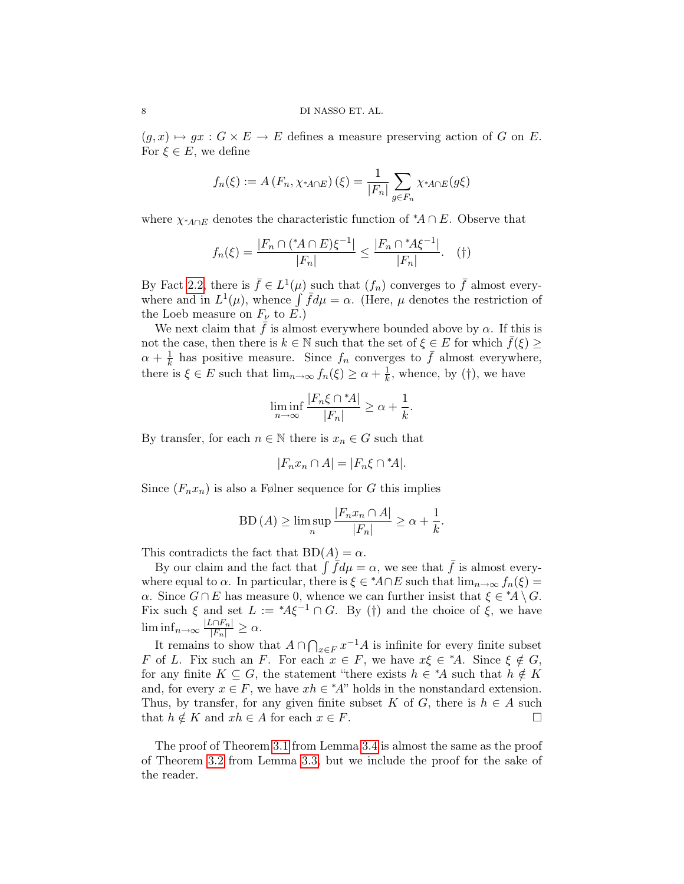$(g, x) \mapsto gx : G \times E \to E$ defines a measure preserving action of $G$ on $E$. For $\xi \in E$, we define

$$f_n(\xi) := A\left(F_n, \chi_{{}^*A \cap E}\right)(\xi) = \frac{1}{|F_n|} \sum_{g \in F_n} \chi_{{}^*A \cap E}(g\xi)$$

where $\chi_{{}^*A \cap E}$ denotes the characteristic function of ${}^*A \cap E$. Observe that

$$f_n(\xi) = \frac{|F_n \cap ({}^*A \cap E)\xi^{-1}|}{|F_n|} \leq \frac{|F_n \cap {}^*A\xi^{-1}|}{|F_n|}. \quad (\dagger)$$

By Fact 2.2, there is $\bar{f} \in L^1(\mu)$ such that $(f_n)$ converges to $\bar{f}$ almost everywhere and in $L^1(\mu)$, whence $\int \bar{f} d\mu = \alpha$. (Here, $\mu$ denotes the restriction of the Loeb measure on $F_\nu$ to $E$.)

We next claim that $\bar{f}$ is almost everywhere bounded above by $\alpha$. If this is not the case, then there is $k \in \mathbb{N}$ such that the set of $\xi \in E$ for which $\bar{f}(\xi) \geq \alpha + \frac{1}{k}$ has positive measure. Since $f_n$ converges to $\bar{f}$ almost everywhere, there is $\xi \in E$ such that $\lim_{n \to \infty} f_n(\xi) \geq \alpha + \frac{1}{k}$, whence, by $(\dagger)$, we have

$$\liminf_{n \to \infty} \frac{|F_n \xi \cap {}^*A|}{|F_n|} \geq \alpha + \frac{1}{k}.$$

By transfer, for each $n \in \mathbb{N}$ there is $x_n \in G$ such that

$$|F_n x_n \cap A| = |F_n \xi \cap {}^*A|.$$

Since $(F_n x_n)$ is also a Følner sequence for $G$ this implies

$$\mathrm{BD}\,(A) \geq \limsup_n \frac{|F_n x_n \cap A|}{|F_n|} \geq \alpha + \frac{1}{k}.$$

This contradicts the fact that $\mathrm{BD}(A) = \alpha$.

By our claim and the fact that $\int \bar{f} d\mu = \alpha$, we see that $\bar{f}$ is almost everywhere equal to $\alpha$. In particular, there is $\xi \in {}^*A \cap E$ such that $\lim_{n \to \infty} f_n(\xi) = \alpha$. Since $G \cap E$ has measure 0, whence we can further insist that $\xi \in {}^*A \setminus G$. Fix such $\xi$ and set $L := {}^*A\xi^{-1} \cap G$. By $(\dagger)$ and the choice of $\xi$, we have $\liminf_{n \to \infty} \frac{|L \cap F_n|}{|F_n|} \geq \alpha$.

It remains to show that $A \cap \bigcap_{x \in F} x^{-1}A$ is infinite for every finite subset $F$ of $L$. Fix such an $F$. For each $x \in F$, we have $x\xi \in {}^*A$. Since $\xi \notin G$, for any finite $K \subseteq G$, the statement "there exists $h \in {}^*A$ such that $h \notin K$ and, for every $x \in F$, we have $xh \in {}^*A$" holds in the nonstandard extension. Thus, by transfer, for any given finite subset $K$ of $G$, there is $h \in A$ such that $h \notin K$ and $xh \in A$ for each $x \in F$. □

The proof of Theorem 3.1 from Lemma 3.4 is almost the same as the proof of Theorem 3.2 from Lemma 3.3, but we include the proof for the sake of the reader.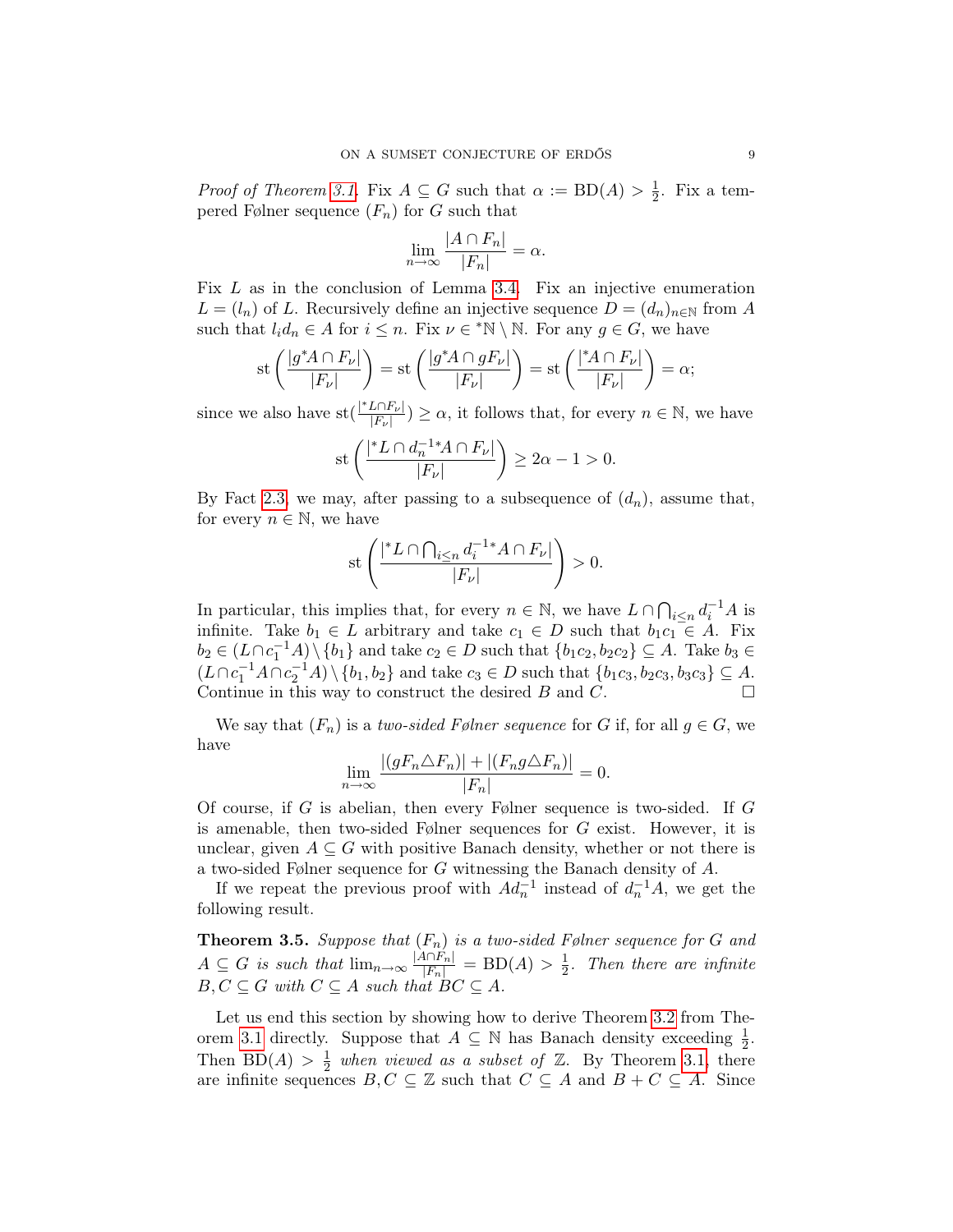*Proof of Theorem 3.1.* Fix $A \subseteq G$ such that $\alpha := \mathrm{BD}(A) > \frac{1}{2}$. Fix a tempered Følner sequence $(F_n)$ for $G$ such that

$$\lim_{n\to\infty} \frac{|A \cap F_n|}{|F_n|} = \alpha.$$

Fix $L$ as in the conclusion of Lemma 3.4. Fix an injective enumeration $L = (l_n)$ of $L$. Recursively define an injective sequence $D = (d_n)_{n\in\mathbb{N}}$ from $A$ such that $l_i d_n \in A$ for $i \leq n$. Fix $\nu \in {}^*\mathbb{N} \setminus \mathbb{N}$. For any $g \in G$, we have

$$\mathrm{st}\left(\frac{|g^*A \cap F_\nu|}{|F_\nu|}\right) = \mathrm{st}\left(\frac{|g^*A \cap gF_\nu|}{|F_\nu|}\right) = \mathrm{st}\left(\frac{|{}^*A \cap F_\nu|}{|F_\nu|}\right) = \alpha;$$

since we also have $\mathrm{st}(\frac{|{}^*L \cap F_\nu|}{|F_\nu|}) \geq \alpha$, it follows that, for every $n \in \mathbb{N}$, we have

$$\mathrm{st}\left(\frac{|{}^*L \cap d_n^{-1*}A \cap F_\nu|}{|F_\nu|}\right) \geq 2\alpha - 1 > 0.$$

By Fact 2.3, we may, after passing to a subsequence of $(d_n)$, assume that, for every $n \in \mathbb{N}$, we have

$$\mathrm{st}\left(\frac{|{}^*L \cap \bigcap_{i\leq n} d_i^{-1*}A \cap F_\nu|}{|F_\nu|}\right) > 0.$$

In particular, this implies that, for every $n \in \mathbb{N}$, we have $L \cap \bigcap_{i\leq n} d_i^{-1}A$ is infinite. Take $b_1 \in L$ arbitrary and take $c_1 \in D$ such that $b_1 c_1 \in A$. Fix $b_2 \in (L \cap c_1^{-1}A) \setminus \{b_1\}$ and take $c_2 \in D$ such that $\{b_1 c_2, b_2 c_2\} \subseteq A$. Take $b_3 \in (L \cap c_1^{-1}A \cap c_2^{-1}A) \setminus \{b_1, b_2\}$ and take $c_3 \in D$ such that $\{b_1 c_3, b_2 c_3, b_3 c_3\} \subseteq A$. Continue in this way to construct the desired $B$ and $C$. □

We say that $(F_n)$ is a *two-sided Følner sequence* for $G$ if, for all $g \in G$, we have

$$\lim_{n\to\infty} \frac{|(gF_n \triangle F_n)| + |(F_n g \triangle F_n)|}{|F_n|} = 0.$$

Of course, if $G$ is abelian, then every Følner sequence is two-sided. If $G$ is amenable, then two-sided Følner sequences for $G$ exist. However, it is unclear, given $A \subseteq G$ with positive Banach density, whether or not there is a two-sided Følner sequence for $G$ witnessing the Banach density of $A$.

If we repeat the previous proof with $Ad_n^{-1}$ instead of $d_n^{-1}A$, we get the following result.

**Theorem 3.5.** *Suppose that $(F_n)$ is a two-sided Følner sequence for $G$ and $A \subseteq G$ is such that $\lim_{n\to\infty} \frac{|A\cap F_n|}{|F_n|} = \mathrm{BD}(A) > \frac{1}{2}$. Then there are infinite $B, C \subseteq G$ with $C \subseteq A$ such that $BC \subseteq A$.*

Let us end this section by showing how to derive Theorem 3.2 from Theorem 3.1 directly. Suppose that $A \subseteq \mathbb{N}$ has Banach density exceeding $\frac{1}{2}$. Then $\mathrm{BD}(A) > \frac{1}{2}$ *when viewed as a subset of* $\mathbb{Z}$. By Theorem 3.1, there are infinite sequences $B, C \subseteq \mathbb{Z}$ such that $C \subseteq A$ and $B + C \subseteq A$. Since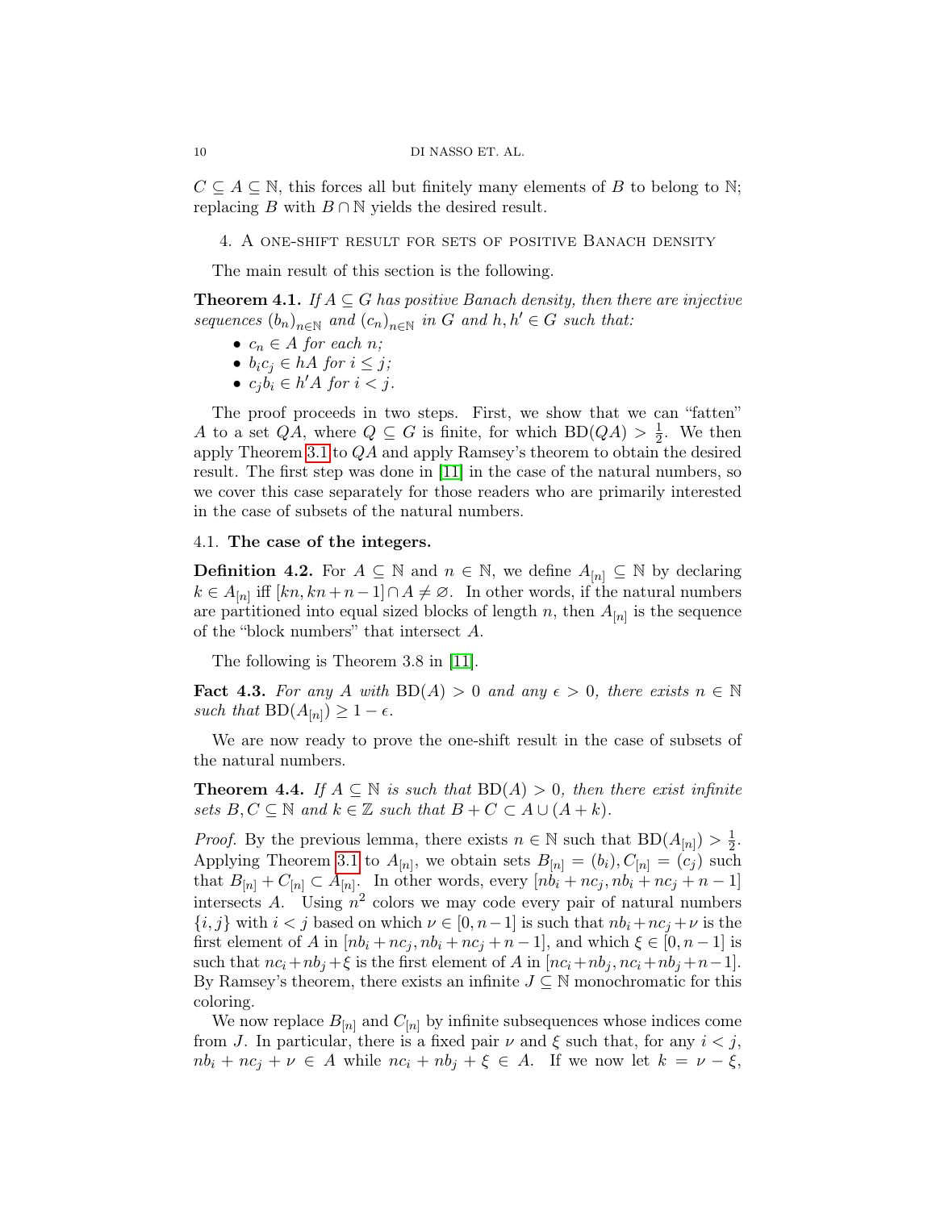$C \subseteq A \subseteq \mathbb{N}$, this forces all but finitely many elements of $B$ to belong to $\mathbb{N}$; replacing $B$ with $B \cap \mathbb{N}$ yields the desired result.

## 4. A one-shift result for sets of positive Banach density

The main result of this section is the following.

**Theorem 4.1.** *If $A \subseteq G$ has positive Banach density, then there are injective sequences $(b_n)_{n\in\mathbb{N}}$ and $(c_n)_{n\in\mathbb{N}}$ in $G$ and $h, h' \in G$ such that:*

- *$c_n \in A$ for each $n$;*
- *$b_i c_j \in hA$ for $i \leq j$;*
- *$c_j b_i \in h'A$ for $i < j$.*

The proof proceeds in two steps. First, we show that we can "fatten" $A$ to a set $QA$, where $Q \subseteq G$ is finite, for which $\mathrm{BD}(QA) > \frac{1}{2}$. We then apply Theorem 3.1 to $QA$ and apply Ramsey's theorem to obtain the desired result. The first step was done in [11] in the case of the natural numbers, so we cover this case separately for those readers who are primarily interested in the case of subsets of the natural numbers.

### 4.1. The case of the integers.

**Definition 4.2.** For $A \subseteq \mathbb{N}$ and $n \in \mathbb{N}$, we define $A_{[n]} \subseteq \mathbb{N}$ by declaring $k \in A_{[n]}$ iff $[kn, kn+n-1] \cap A \neq \varnothing$. In other words, if the natural numbers are partitioned into equal sized blocks of length $n$, then $A_{[n]}$ is the sequence of the "block numbers" that intersect $A$.

The following is Theorem 3.8 in [11].

**Fact 4.3.** *For any $A$ with $\mathrm{BD}(A) > 0$ and any $\epsilon > 0$, there exists $n \in \mathbb{N}$ such that $\mathrm{BD}(A_{[n]}) \geq 1 - \epsilon$.*

We are now ready to prove the one-shift result in the case of subsets of the natural numbers.

**Theorem 4.4.** *If $A \subseteq \mathbb{N}$ is such that $\mathrm{BD}(A) > 0$, then there exist infinite sets $B, C \subseteq \mathbb{N}$ and $k \in \mathbb{Z}$ such that $B + C \subset A \cup (A + k)$.*

*Proof.* By the previous lemma, there exists $n \in \mathbb{N}$ such that $\mathrm{BD}(A_{[n]}) > \frac{1}{2}$. Applying Theorem 3.1 to $A_{[n]}$, we obtain sets $B_{[n]} = (b_i), C_{[n]} = (c_j)$ such that $B_{[n]} + C_{[n]} \subset A_{[n]}$. In other words, every $[nb_i + nc_j, nb_i + nc_j + n - 1]$ intersects $A$. Using $n^2$ colors we may code every pair of natural numbers $\{i, j\}$ with $i < j$ based on which $\nu \in [0, n-1]$ is such that $nb_i + nc_j + \nu$ is the first element of $A$ in $[nb_i + nc_j, nb_i + nc_j + n - 1]$, and which $\xi \in [0, n-1]$ is such that $nc_i + nb_j + \xi$ is the first element of $A$ in $[nc_i + nb_j, nc_i + nb_j + n - 1]$. By Ramsey's theorem, there exists an infinite $J \subseteq \mathbb{N}$ monochromatic for this coloring.

We now replace $B_{[n]}$ and $C_{[n]}$ by infinite subsequences whose indices come from $J$. In particular, there is a fixed pair $\nu$ and $\xi$ such that, for any $i < j$, $nb_i + nc_j + \nu \in A$ while $nc_i + nb_j + \xi \in A$. If we now let $k = \nu - \xi$,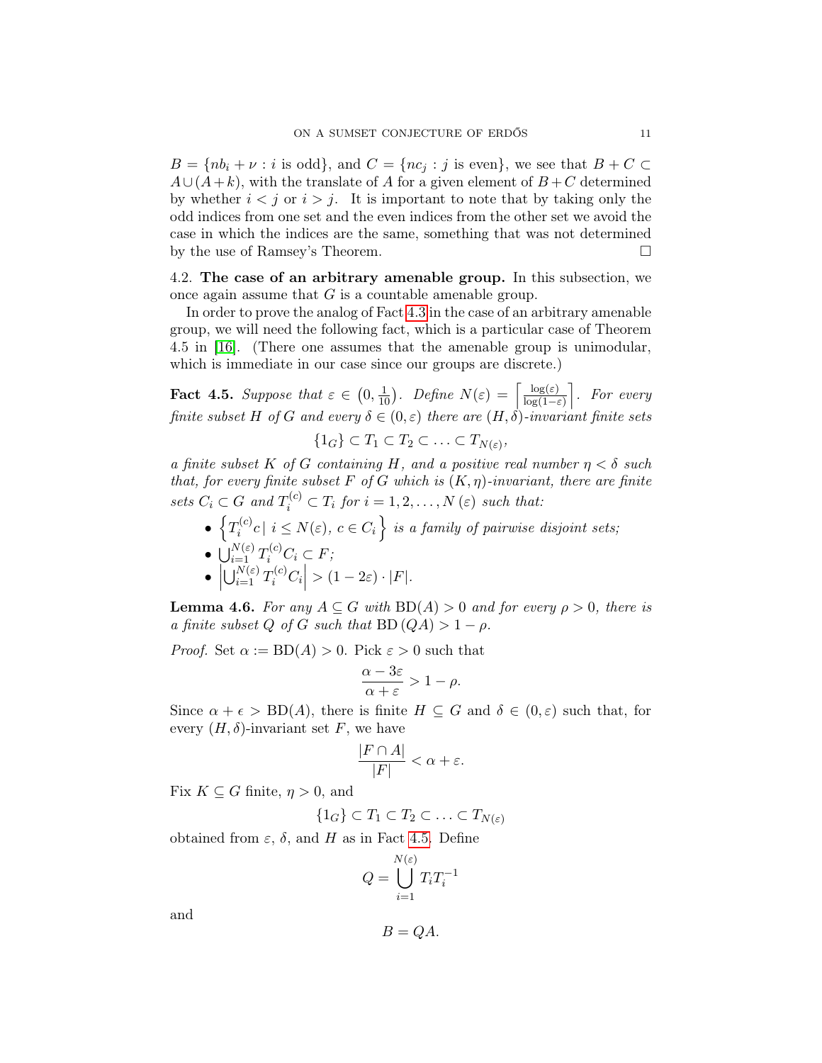$B = \{nb_i + \nu : i \text{ is odd}\}$, and $C = \{nc_j : j \text{ is even}\}$, we see that $B + C \subset A \cup (A + k)$, with the translate of $A$ for a given element of $B + C$ determined by whether $i < j$ or $i > j$. It is important to note that by taking only the odd indices from one set and the even indices from the other set we avoid the case in which the indices are the same, something that was not determined by the use of Ramsey's Theorem. $\square$

4.2. **The case of an arbitrary amenable group.** In this subsection, we once again assume that $G$ is a countable amenable group.

In order to prove the analog of Fact 4.3 in the case of an arbitrary amenable group, we will need the following fact, which is a particular case of Theorem 4.5 in [16]. (There one assumes that the amenable group is unimodular, which is immediate in our case since our groups are discrete.)

**Fact 4.5.** *Suppose that $\varepsilon \in \left(0, \frac{1}{10}\right)$. Define $N(\varepsilon) = \left\lceil \frac{\log(\varepsilon)}{\log(1-\varepsilon)} \right\rceil$. For every finite subset $H$ of $G$ and every $\delta \in (0, \varepsilon)$ there are $(H, \delta)$-invariant finite sets*

$$\{1_G\} \subset T_1 \subset T_2 \subset \ldots \subset T_{N(\varepsilon)},$$

*a finite subset $K$ of $G$ containing $H$, and a positive real number $\eta < \delta$ such that, for every finite subset $F$ of $G$ which is $(K, \eta)$-invariant, there are finite sets $C_i \subset G$ and $T_i^{(c)} \subset T_i$ for $i = 1, 2, \ldots, N(\varepsilon)$ such that:*

- $\left\{ T_i^{(c)} c \mid i \leq N(\varepsilon),\, c \in C_i \right\}$ *is a family of pairwise disjoint sets;*
- $\bigcup_{i=1}^{N(\varepsilon)} T_i^{(c)} C_i \subset F$*;*
- $\left| \bigcup_{i=1}^{N(\varepsilon)} T_i^{(c)} C_i \right| > (1 - 2\varepsilon) \cdot |F|$*.*

**Lemma 4.6.** *For any $A \subseteq G$ with $\mathrm{BD}(A) > 0$ and for every $\rho > 0$, there is a finite subset $Q$ of $G$ such that $\mathrm{BD}(QA) > 1 - \rho$.*

*Proof.* Set $\alpha := \mathrm{BD}(A) > 0$. Pick $\varepsilon > 0$ such that

$$\frac{\alpha - 3\varepsilon}{\alpha + \varepsilon} > 1 - \rho.$$

Since $\alpha + \epsilon > \mathrm{BD}(A)$, there is finite $H \subseteq G$ and $\delta \in (0, \varepsilon)$ such that, for every $(H, \delta)$-invariant set $F$, we have

$$\frac{|F \cap A|}{|F|} < \alpha + \varepsilon.$$

Fix $K \subseteq G$ finite, $\eta > 0$, and

$$\{1_G\} \subset T_1 \subset T_2 \subset \ldots \subset T_{N(\varepsilon)}$$

obtained from $\varepsilon$, $\delta$, and $H$ as in Fact 4.5. Define

$$Q = \bigcup_{i=1}^{N(\varepsilon)} T_i T_i^{-1}$$

and

$$B = QA.$$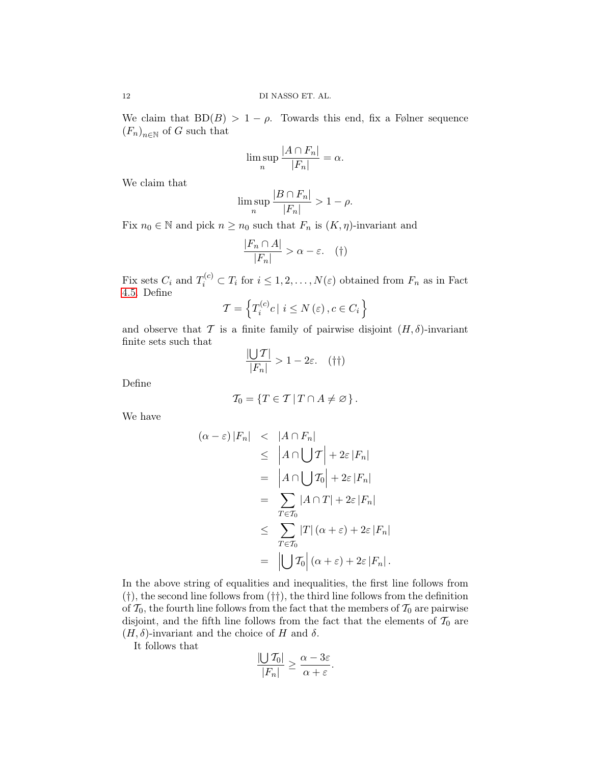We claim that $\mathrm{BD}(B) > 1 - \rho$. Towards this end, fix a Følner sequence $(F_n)_{n \in \mathbb{N}}$ of $G$ such that

$$\limsup_n \frac{|A \cap F_n|}{|F_n|} = \alpha.$$

We claim that

$$\limsup_n \frac{|B \cap F_n|}{|F_n|} > 1 - \rho.$$

Fix $n_0 \in \mathbb{N}$ and pick $n \geq n_0$ such that $F_n$ is $(K, \eta)$-invariant and

$$\frac{|F_n \cap A|}{|F_n|} > \alpha - \varepsilon. \quad (\dagger)$$

Fix sets $C_i$ and $T_i^{(c)} \subset T_i$ for $i \leq 1, 2, \ldots, N(\varepsilon)$ obtained from $F_n$ as in Fact 4.5. Define

$$\mathcal{T} = \left\{ T_i^{(c)} c \mid i \leq N(\varepsilon), c \in C_i \right\}$$

and observe that $\mathcal{T}$ is a finite family of pairwise disjoint $(H, \delta)$-invariant finite sets such that

$$\frac{|\bigcup \mathcal{T}|}{|F_n|} > 1 - 2\varepsilon. \quad (\dagger\dagger)$$

Define

$$\mathcal{T}_0 = \{ T \in \mathcal{T} \mid T \cap A \neq \varnothing \}.$$

We have

$$\begin{aligned}
(\alpha - \varepsilon)|F_n| &< |A \cap F_n| \\
&\leq \left| A \cap \bigcup \mathcal{T} \right| + 2\varepsilon |F_n| \\
&= \left| A \cap \bigcup \mathcal{T}_0 \right| + 2\varepsilon |F_n| \\
&= \sum_{T \in \mathcal{T}_0} |A \cap T| + 2\varepsilon |F_n| \\
&\leq \sum_{T \in \mathcal{T}_0} |T| (\alpha + \varepsilon) + 2\varepsilon |F_n| \\
&= \left| \bigcup \mathcal{T}_0 \right| (\alpha + \varepsilon) + 2\varepsilon |F_n| .
\end{aligned}$$

In the above string of equalities and inequalities, the first line follows from $(\dagger)$, the second line follows from $(\dagger\dagger)$, the third line follows from the definition of $\mathcal{T}_0$, the fourth line follows from the fact that the members of $\mathcal{T}_0$ are pairwise disjoint, and the fifth line follows from the fact that the elements of $\mathcal{T}_0$ are $(H, \delta)$-invariant and the choice of $H$ and $\delta$.

It follows that

$$\frac{|\bigcup \mathcal{T}_0|}{|F_n|} \geq \frac{\alpha - 3\varepsilon}{\alpha + \varepsilon}.$$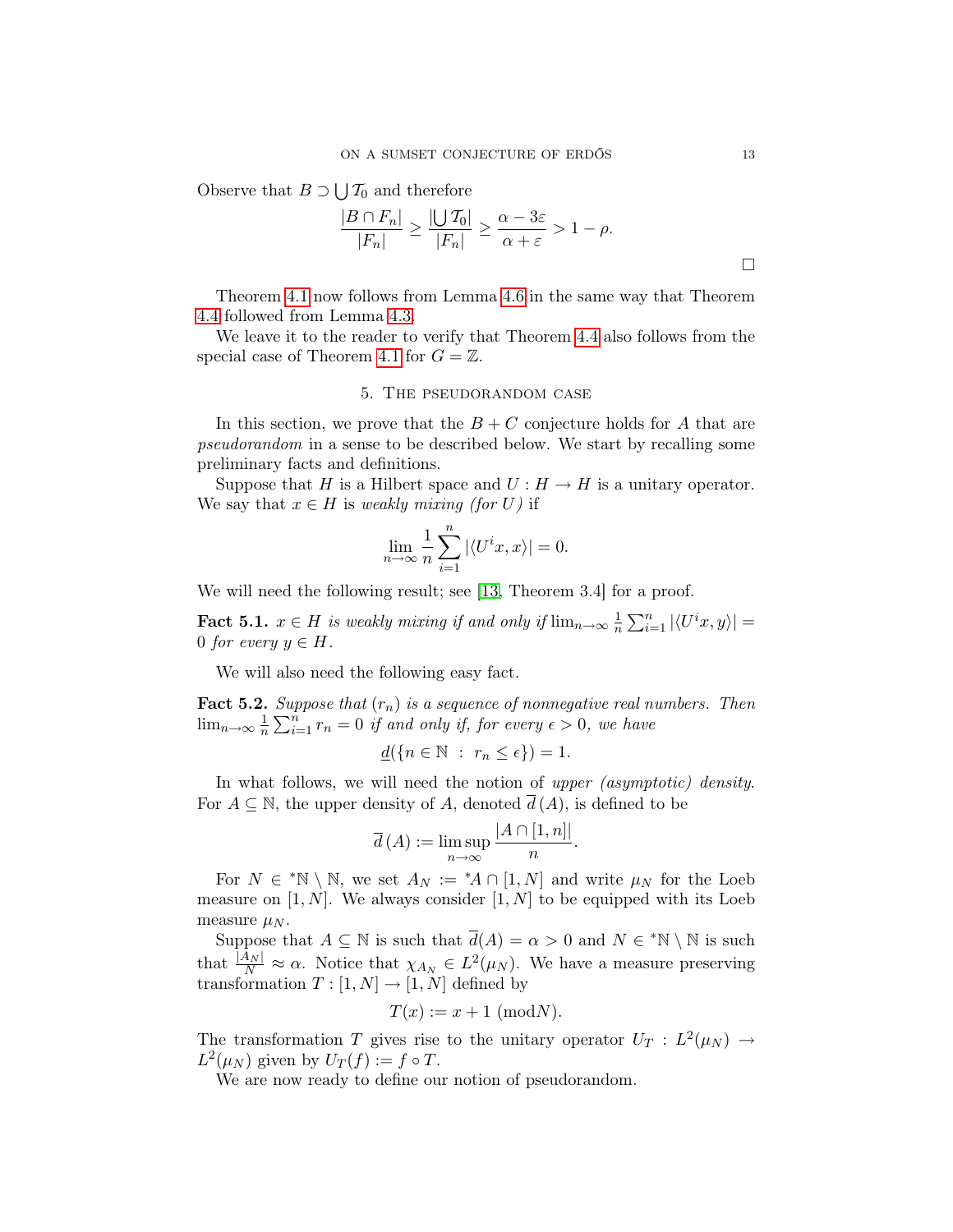Observe that $B \supset \bigcup \mathcal{T}_0$ and therefore

$$\frac{|B \cap F_n|}{|F_n|} \geq \frac{|\bigcup \mathcal{T}_0|}{|F_n|} \geq \frac{\alpha - 3\varepsilon}{\alpha + \varepsilon} > 1 - \rho.$$

□

Theorem 4.1 now follows from Lemma 4.6 in the same way that Theorem 4.4 followed from Lemma 4.3.

We leave it to the reader to verify that Theorem 4.4 also follows from the special case of Theorem 4.1 for $G = \mathbb{Z}$.

## 5. The pseudorandom case

In this section, we prove that the $B + C$ conjecture holds for $A$ that are *pseudorandom* in a sense to be described below. We start by recalling some preliminary facts and definitions.

Suppose that $H$ is a Hilbert space and $U : H \to H$ is a unitary operator. We say that $x \in H$ is *weakly mixing (for $U$)* if

$$\lim_{n\to\infty} \frac{1}{n} \sum_{i=1}^{n} |\langle U^i x, x\rangle| = 0.$$

We will need the following result; see [13, Theorem 3.4] for a proof.

**Fact 5.1.** *$x \in H$ is weakly mixing if and only if $\lim_{n\to\infty} \frac{1}{n} \sum_{i=1}^{n} |\langle U^i x, y\rangle| = 0$ for every $y \in H$.*

We will also need the following easy fact.

**Fact 5.2.** *Suppose that $(r_n)$ is a sequence of nonnegative real numbers. Then $\lim_{n\to\infty} \frac{1}{n} \sum_{i=1}^{n} r_n = 0$ if and only if, for every $\epsilon > 0$, we have*

$$\underline{d}(\{n \in \mathbb{N} \ : \ r_n \leq \epsilon\}) = 1.$$

In what follows, we will need the notion of *upper (asymptotic) density*. For $A \subseteq \mathbb{N}$, the upper density of $A$, denoted $\overline{d}\,(A)$, is defined to be

$$\overline{d}\,(A) := \limsup_{n\to\infty} \frac{|A \cap [1, n]|}{n}.$$

For $N \in {}^*\mathbb{N} \setminus \mathbb{N}$, we set $A_N := {}^*A \cap [1, N]$ and write $\mu_N$ for the Loeb measure on $[1, N]$. We always consider $[1, N]$ to be equipped with its Loeb measure $\mu_N$.

Suppose that $A \subseteq \mathbb{N}$ is such that $\overline{d}(A) = \alpha > 0$ and $N \in {}^*\mathbb{N} \setminus \mathbb{N}$ is such that $\frac{|A_N|}{N} \approx \alpha$. Notice that $\chi_{A_N} \in L^2(\mu_N)$. We have a measure preserving transformation $T : [1, N] \to [1, N]$ defined by

$$T(x) := x + 1 \ (\text{mod} N).$$

The transformation $T$ gives rise to the unitary operator $U_T : L^2(\mu_N) \to L^2(\mu_N)$ given by $U_T(f) := f \circ T$.

We are now ready to define our notion of pseudorandom.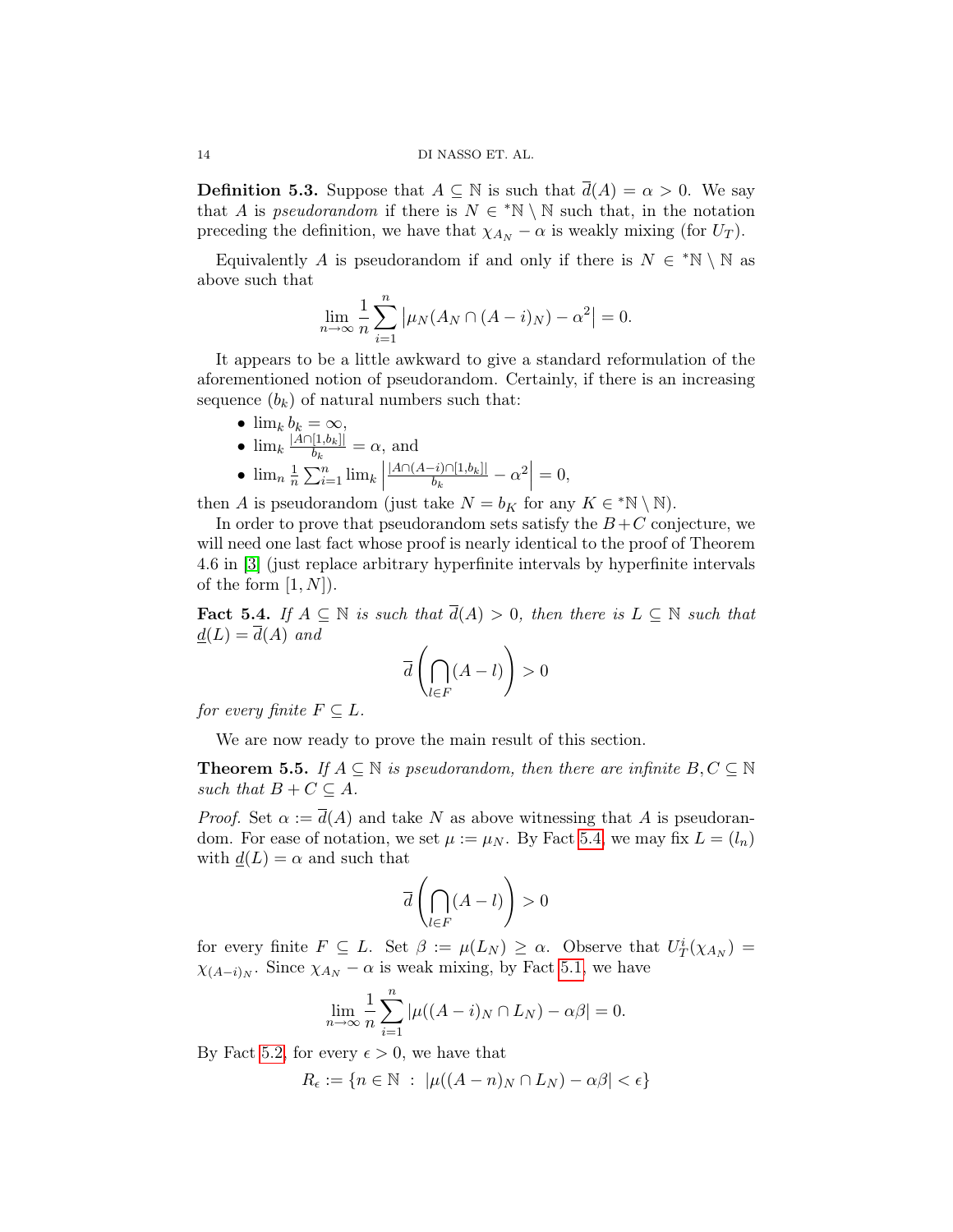**Definition 5.3.** Suppose that $A \subseteq \mathbb{N}$ is such that $\overline{d}(A) = \alpha > 0$. We say that $A$ is *pseudorandom* if there is $N \in {}^*\mathbb{N} \setminus \mathbb{N}$ such that, in the notation preceding the definition, we have that $\chi_{A_N} - \alpha$ is weakly mixing (for $U_T$).

Equivalently $A$ is pseudorandom if and only if there is $N \in {}^*\mathbb{N} \setminus \mathbb{N}$ as above such that

$$\lim_{n\to\infty} \frac{1}{n} \sum_{i=1}^{n} \left| \mu_N(A_N \cap (A-i)_N) - \alpha^2 \right| = 0.$$

It appears to be a little awkward to give a standard reformulation of the aforementioned notion of pseudorandom. Certainly, if there is an increasing sequence $(b_k)$ of natural numbers such that:

- $\lim_k b_k = \infty$,
- $\lim_k \frac{|A\cap[1,b_k]|}{b_k} = \alpha$, and
- $\lim_n \frac{1}{n}\sum_{i=1}^{n} \lim_k \left| \frac{|A\cap(A-i)\cap[1,b_k]|}{b_k} - \alpha^2 \right| = 0$,

then $A$ is pseudorandom (just take $N = b_K$ for any $K \in {}^*\mathbb{N} \setminus \mathbb{N}$).

In order to prove that pseudorandom sets satisfy the $B+C$ conjecture, we will need one last fact whose proof is nearly identical to the proof of Theorem 4.6 in [3] (just replace arbitrary hyperfinite intervals by hyperfinite intervals of the form $[1, N]$).

**Fact 5.4.** *If $A \subseteq \mathbb{N}$ is such that $\overline{d}(A) > 0$, then there is $L \subseteq \mathbb{N}$ such that $\underline{d}(L) = \overline{d}(A)$ and*

$$\overline{d}\left(\bigcap_{l\in F}(A-l)\right) > 0$$

*for every finite $F \subseteq L$.*

We are now ready to prove the main result of this section.

**Theorem 5.5.** *If $A \subseteq \mathbb{N}$ is pseudorandom, then there are infinite $B, C \subseteq \mathbb{N}$ such that $B + C \subseteq A$.*

*Proof.* Set $\alpha := \overline{d}(A)$ and take $N$ as above witnessing that $A$ is pseudorandom. For ease of notation, we set $\mu := \mu_N$. By Fact 5.4, we may fix $L = (l_n)$ with $\underline{d}(L) = \alpha$ and such that

$$\overline{d}\left(\bigcap_{l\in F}(A-l)\right) > 0$$

for every finite $F \subseteq L$. Set $\beta := \mu(L_N) \geq \alpha$. Observe that $U_T^i(\chi_{A_N}) = \chi_{(A-i)_N}$. Since $\chi_{A_N} - \alpha$ is weak mixing, by Fact 5.1, we have

$$\lim_{n\to\infty} \frac{1}{n} \sum_{i=1}^{n} |\mu((A-i)_N \cap L_N) - \alpha\beta| = 0.$$

By Fact 5.2, for every $\epsilon > 0$, we have that

$$R_\epsilon := \{n \in \mathbb{N} \ : \ |\mu((A-n)_N \cap L_N) - \alpha\beta| < \epsilon\}$$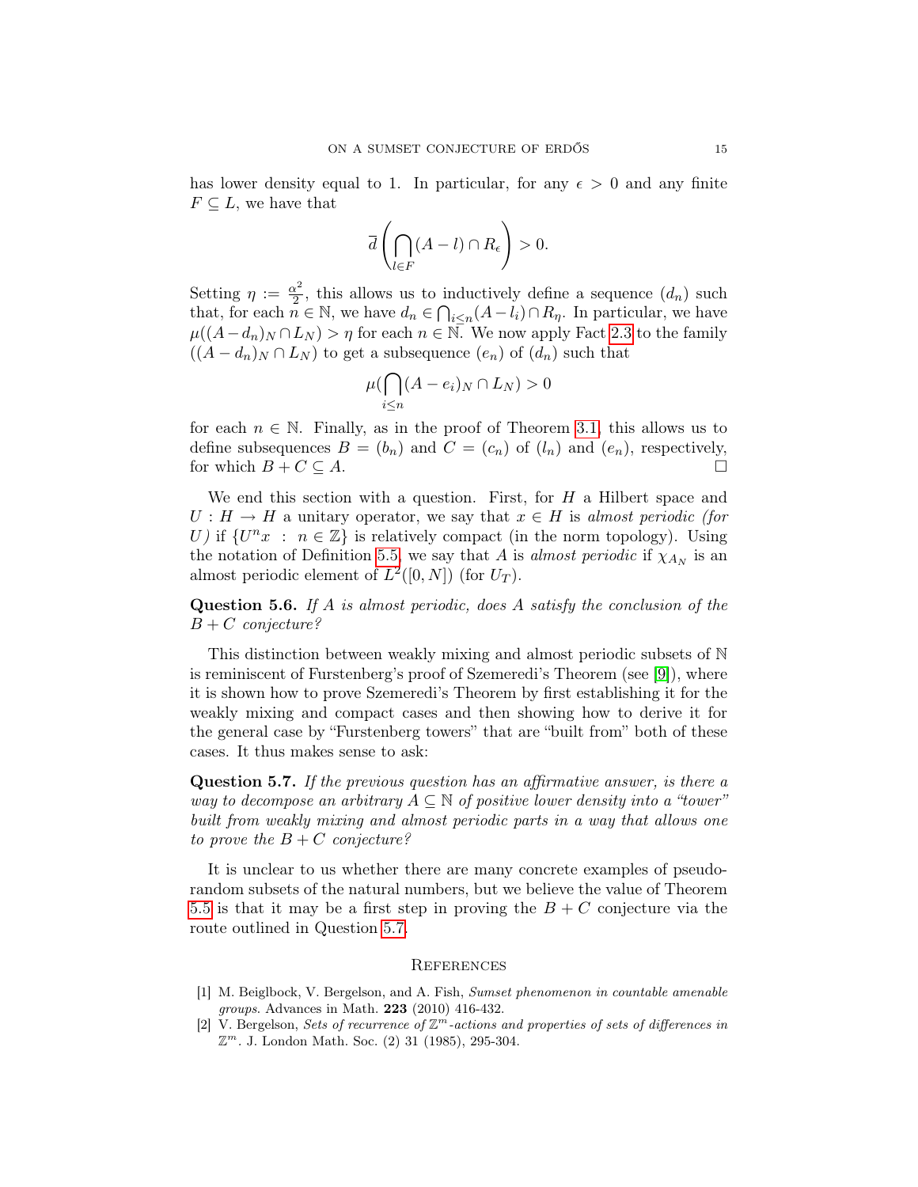has lower density equal to 1. In particular, for any $\epsilon > 0$ and any finite $F \subseteq L$, we have that

$$\overline{d}\left(\bigcap_{l\in F}(A-l)\cap R_\epsilon\right) > 0.$$

Setting $\eta := \frac{\alpha^2}{2}$, this allows us to inductively define a sequence $(d_n)$ such that, for each $n \in \mathbb{N}$, we have $d_n \in \bigcap_{i\leq n}(A-l_i)\cap R_\eta$. In particular, we have $\mu((A-d_n)_N \cap L_N) > \eta$ for each $n \in \mathbb{N}$. We now apply Fact 2.3 to the family $((A-d_n)_N \cap L_N)$ to get a subsequence $(e_n)$ of $(d_n)$ such that

$$\mu(\bigcap_{i\leq n}(A-e_i)_N \cap L_N) > 0$$

for each $n \in \mathbb{N}$. Finally, as in the proof of Theorem 3.1, this allows us to define subsequences $B = (b_n)$ and $C = (c_n)$ of $(l_n)$ and $(e_n)$, respectively, for which $B + C \subseteq A$. □

We end this section with a question. First, for $H$ a Hilbert space and $U : H \to H$ a unitary operator, we say that $x \in H$ is *almost periodic (for $U$)* if $\{U^n x \ : \ n \in \mathbb{Z}\}$ is relatively compact (in the norm topology). Using the notation of Definition 5.5, we say that $A$ is *almost periodic* if $\chi_{A_N}$ is an almost periodic element of $L^2([0, N])$ (for $U_T$).

**Question 5.6.** *If $A$ is almost periodic, does $A$ satisfy the conclusion of the $B + C$ conjecture?*

This distinction between weakly mixing and almost periodic subsets of $\mathbb{N}$ is reminiscent of Furstenberg's proof of Szemeredi's Theorem (see [9]), where it is shown how to prove Szemeredi's Theorem by first establishing it for the weakly mixing and compact cases and then showing how to derive it for the general case by "Furstenberg towers" that are "built from" both of these cases. It thus makes sense to ask:

**Question 5.7.** *If the previous question has an affirmative answer, is there a way to decompose an arbitrary $A \subseteq \mathbb{N}$ of positive lower density into a "tower" built from weakly mixing and almost periodic parts in a way that allows one to prove the $B + C$ conjecture?*

It is unclear to us whether there are many concrete examples of pseudo-random subsets of the natural numbers, but we believe the value of Theorem 5.5 is that it may be a first step in proving the $B + C$ conjecture via the route outlined in Question 5.7.

## References

[1] M. Beiglbock, V. Bergelson, and A. Fish, *Sumset phenomenon in countable amenable groups*. Advances in Math. **223** (2010) 416-432.

[2] V. Bergelson, *Sets of recurrence of $\mathbb{Z}^m$-actions and properties of sets of differences in $\mathbb{Z}^m$*. J. London Math. Soc. (2) 31 (1985), 295-304.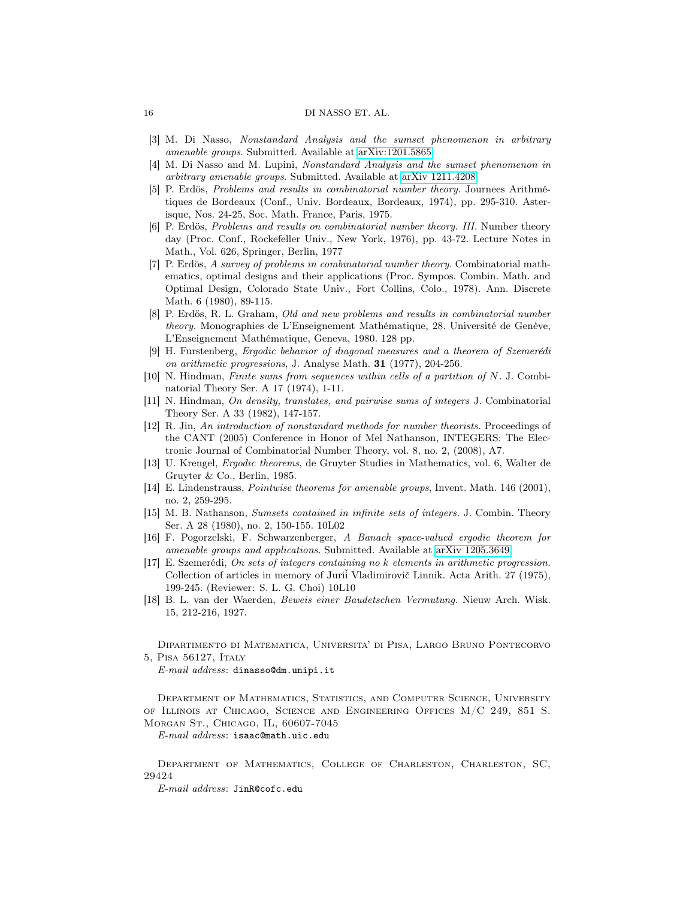[3] M. Di Nasso, *Nonstandard Analysis and the sumset phenomenon in arbitrary amenable groups*. Submitted. Available at arXiv:1201.5865

[4] M. Di Nasso and M. Lupini, *Nonstandard Analysis and the sumset phenomenon in arbitrary amenable groups*. Submitted. Available at arXiv 1211.4208

[5] P. Erdös, *Problems and results in combinatorial number theory*. Journees Arithmétiques de Bordeaux (Conf., Univ. Bordeaux, Bordeaux, 1974), pp. 295-310. Asterisque, Nos. 24-25, Soc. Math. France, Paris, 1975.

[6] P. Erdös, *Problems and results on combinatorial number theory. III.* Number theory day (Proc. Conf., Rockefeller Univ., New York, 1976), pp. 43-72. Lecture Notes in Math., Vol. 626, Springer, Berlin, 1977

[7] P. Erdös, *A survey of problems in combinatorial number theory*. Combinatorial mathematics, optimal designs and their applications (Proc. Sympos. Combin. Math. and Optimal Design, Colorado State Univ., Fort Collins, Colo., 1978). Ann. Discrete Math. 6 (1980), 89-115.

[8] P. Erdös, R. L. Graham, *Old and new problems and results in combinatorial number theory*. Monographies de L'Enseignement Mathématique, 28. Université de Genève, L'Enseignement Mathématique, Geneva, 1980. 128 pp.

[9] H. Furstenberg, *Ergodic behavior of diagonal measures and a theorem of Szemerédi on arithmetic progressions*, J. Analyse Math. **31** (1977), 204-256.

[10] N. Hindman, *Finite sums from sequences within cells of a partition of N*. J. Combinatorial Theory Ser. A 17 (1974), 1-11.

[11] N. Hindman, *On density, translates, and pairwise sums of integers* J. Combinatorial Theory Ser. A 33 (1982), 147-157.

[12] R. Jin, *An introduction of nonstandard methods for number theorists.* Proceedings of the CANT (2005) Conference in Honor of Mel Nathanson, INTEGERS: The Electronic Journal of Combinatorial Number Theory, vol. 8, no. 2, (2008), A7.

[13] U. Krengel, *Ergodic theorems*, de Gruyter Studies in Mathematics, vol. 6, Walter de Gruyter & Co., Berlin, 1985.

[14] E. Lindenstrauss, *Pointwise theorems for amenable groups*, Invent. Math. 146 (2001), no. 2, 259-295.

[15] M. B. Nathanson, *Sumsets contained in infinite sets of integers.* J. Combin. Theory Ser. A 28 (1980), no. 2, 150-155. 10L02

[16] F. Pogorzelski, F. Schwarzenberger, *A Banach space-valued ergodic theorem for amenable groups and applications*. Submitted. Available at arXiv 1205.3649

[17] E. Szemerédi, *On sets of integers containing no k elements in arithmetic progression.* Collection of articles in memory of Juriĭ Vladimirovič Linnik. Acta Arith. 27 (1975), 199-245. (Reviewer: S. L. G. Choi) 10L10

[18] B. L. van der Waerden, *Beweis einer Baudetschen Vermutung.* Nieuw Arch. Wisk. 15, 212-216, 1927.

Dipartimento di Matematica, Universita' di Pisa, Largo Bruno Pontecorvo 5, Pisa 56127, Italy

*E-mail address*: dinasso@dm.unipi.it

Department of Mathematics, Statistics, and Computer Science, University of Illinois at Chicago, Science and Engineering Offices M/C 249, 851 S. Morgan St., Chicago, IL, 60607-7045

*E-mail address*: isaac@math.uic.edu

Department of Mathematics, College of Charleston, Charleston, SC, 29424

*E-mail address*: JinR@cofc.edu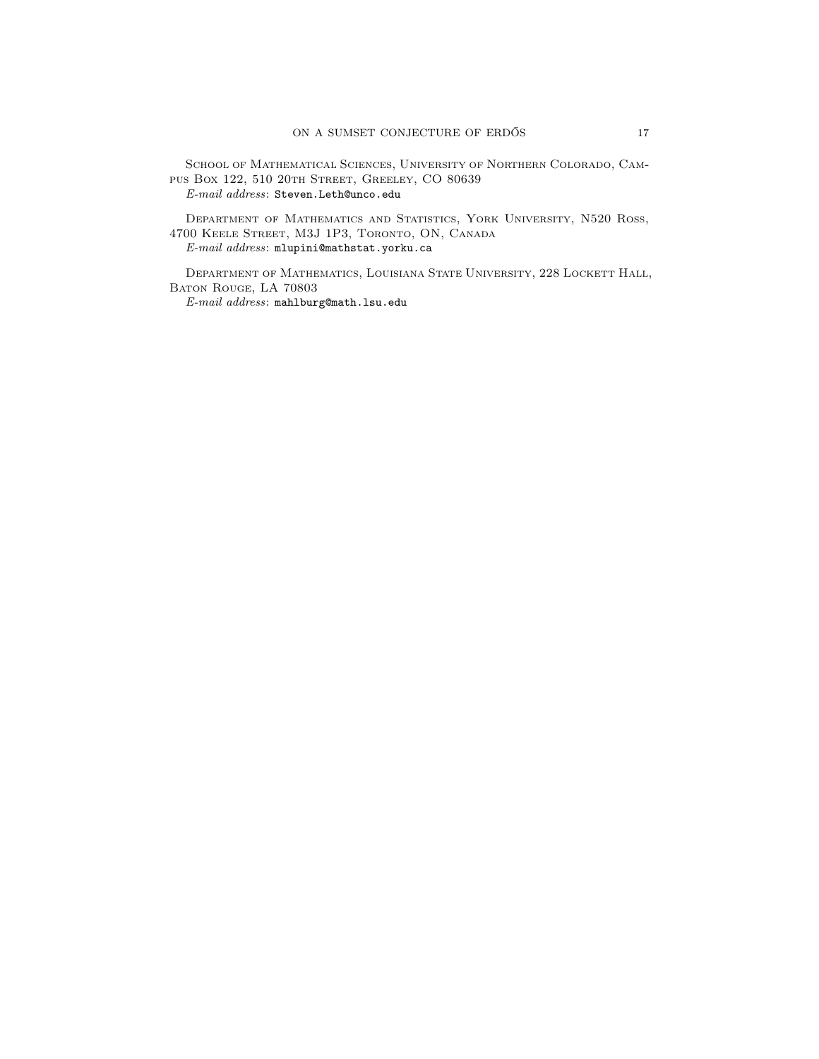School of Mathematical Sciences, University of Northern Colorado, Campus Box 122, 510 20th Street, Greeley, CO 80639

*E-mail address*: Steven.Leth@unco.edu

Department of Mathematics and Statistics, York University, N520 Ross, 4700 Keele Street, M3J 1P3, Toronto, ON, Canada

*E-mail address*: mlupini@mathstat.yorku.ca

Department of Mathematics, Louisiana State University, 228 Lockett Hall, Baton Rouge, LA 70803

*E-mail address*: mahlburg@math.lsu.edu